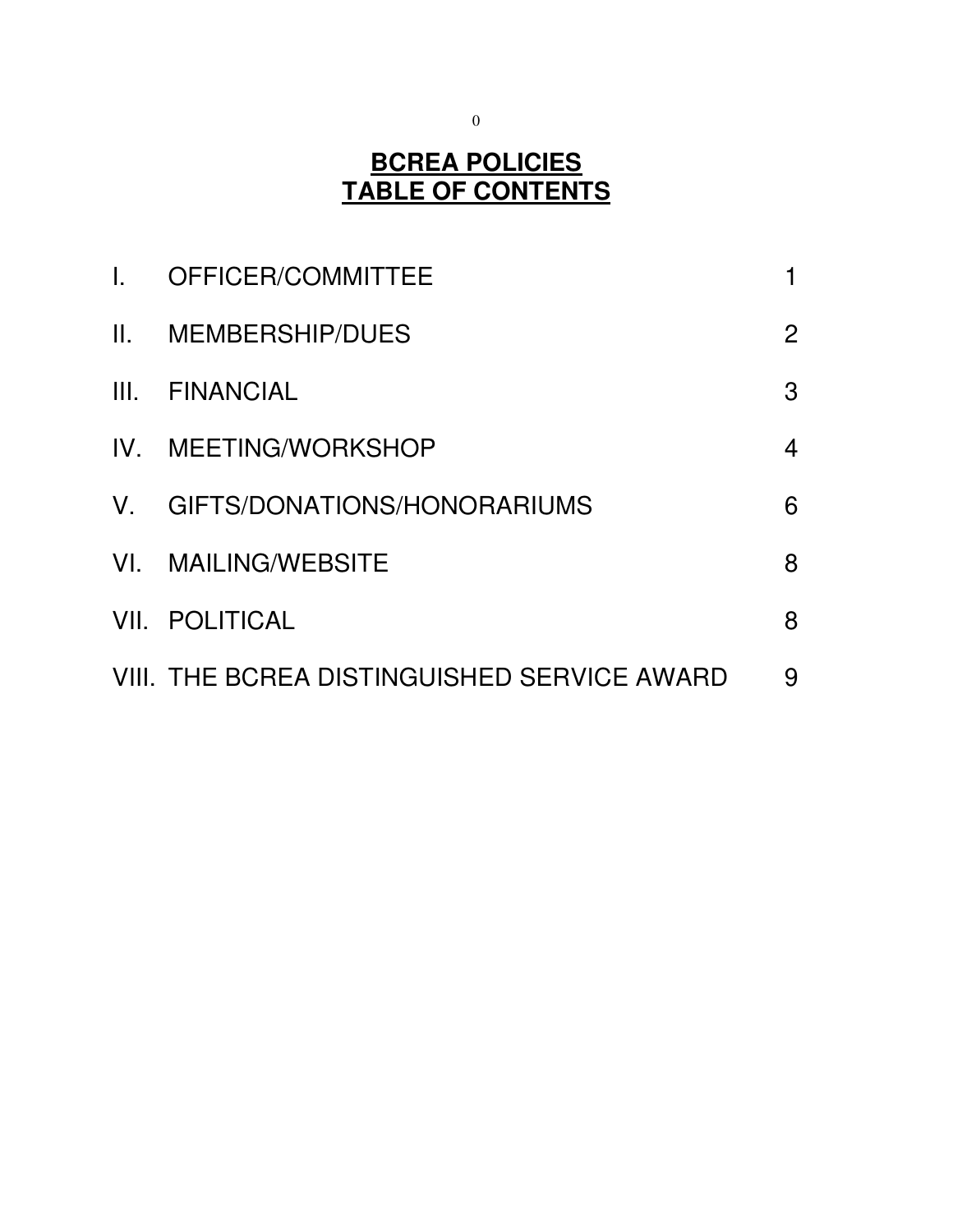# BCREA POLICIES
# TABLE OF CONTENTS

| | | |
|---|---|---|
| I. | OFFICER/COMMITTEE | 1 |
| II. | MEMBERSHIP/DUES | 2 |
| III. | FINANCIAL | 3 |
| IV. | MEETING/WORKSHOP | 4 |
| V. | GIFTS/DONATIONS/HONORARIUMS | 6 |
| VI. | MAILING/WEBSITE | 8 |
| VII. | POLITICAL | 8 |
| VIII. | THE BCREA DISTINGUISHED SERVICE AWARD | 9 |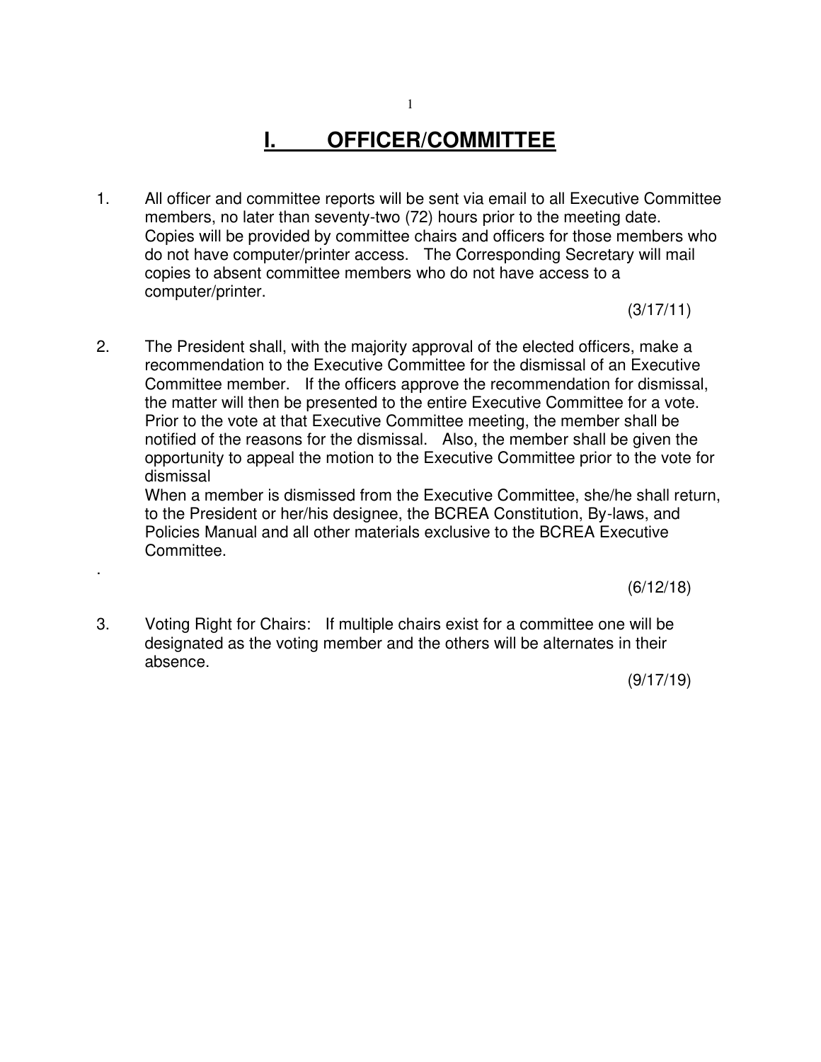# I. OFFICER/COMMITTEE

1. All officer and committee reports will be sent via email to all Executive Committee members, no later than seventy-two (72) hours prior to the meeting date. Copies will be provided by committee chairs and officers for those members who do not have computer/printer access. The Corresponding Secretary will mail copies to absent committee members who do not have access to a computer/printer.

   (3/17/11)

2. The President shall, with the majority approval of the elected officers, make a recommendation to the Executive Committee for the dismissal of an Executive Committee member. If the officers approve the recommendation for dismissal, the matter will then be presented to the entire Executive Committee for a vote. Prior to the vote at that Executive Committee meeting, the member shall be notified of the reasons for the dismissal. Also, the member shall be given the opportunity to appeal the motion to the Executive Committee prior to the vote for dismissal
   When a member is dismissed from the Executive Committee, she/he shall return, to the President or her/his designee, the BCREA Constitution, By-laws, and Policies Manual and all other materials exclusive to the BCREA Executive Committee.

   (6/12/18)

3. Voting Right for Chairs: If multiple chairs exist for a committee one will be designated as the voting member and the others will be alternates in their absence.

   (9/17/19)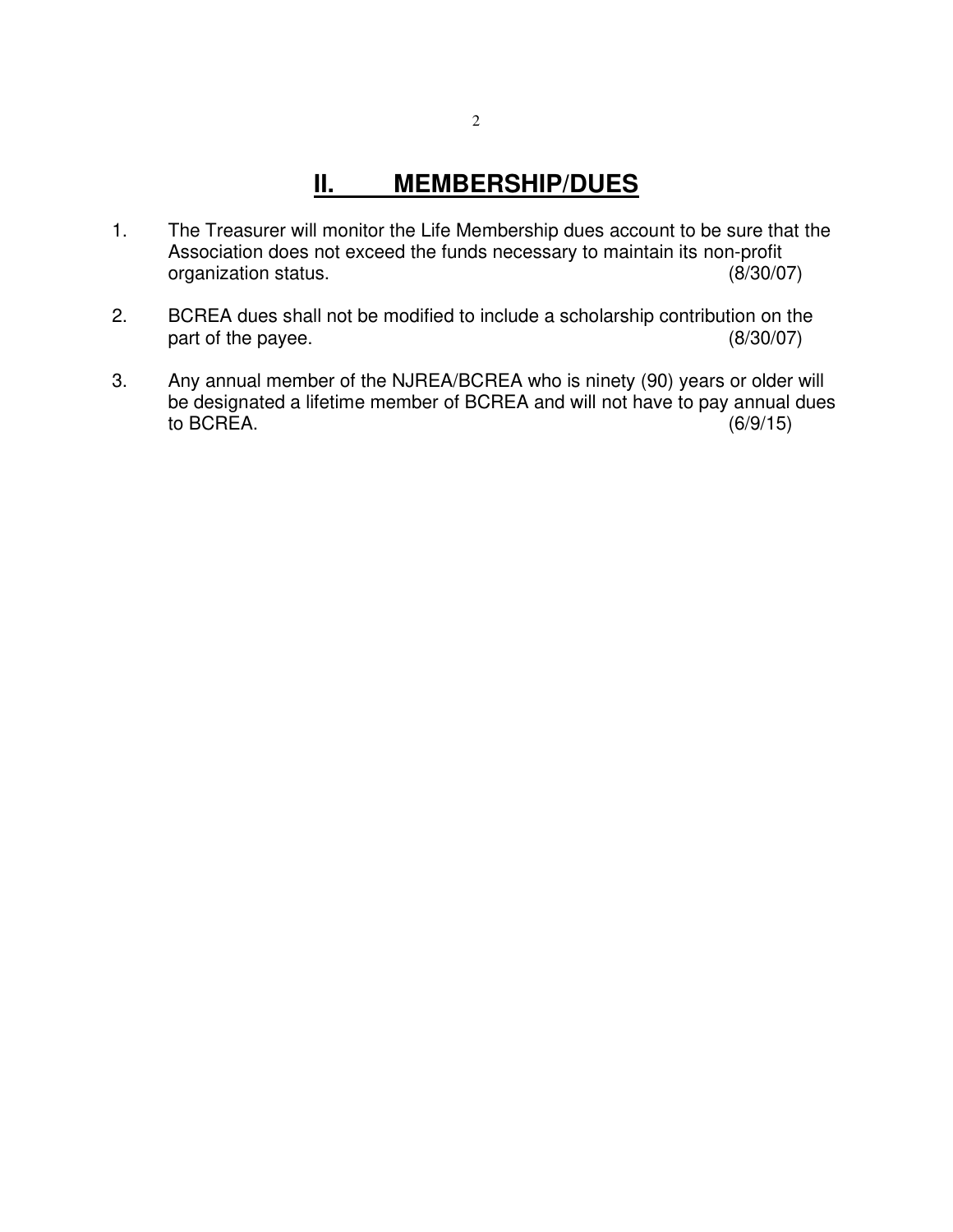## II. MEMBERSHIP/DUES

1. The Treasurer will monitor the Life Membership dues account to be sure that the Association does not exceed the funds necessary to maintain its non-profit organization status. (8/30/07)

2. BCREA dues shall not be modified to include a scholarship contribution on the part of the payee. (8/30/07)

3. Any annual member of the NJREA/BCREA who is ninety (90) years or older will be designated a lifetime member of BCREA and will not have to pay annual dues to BCREA. (6/9/15)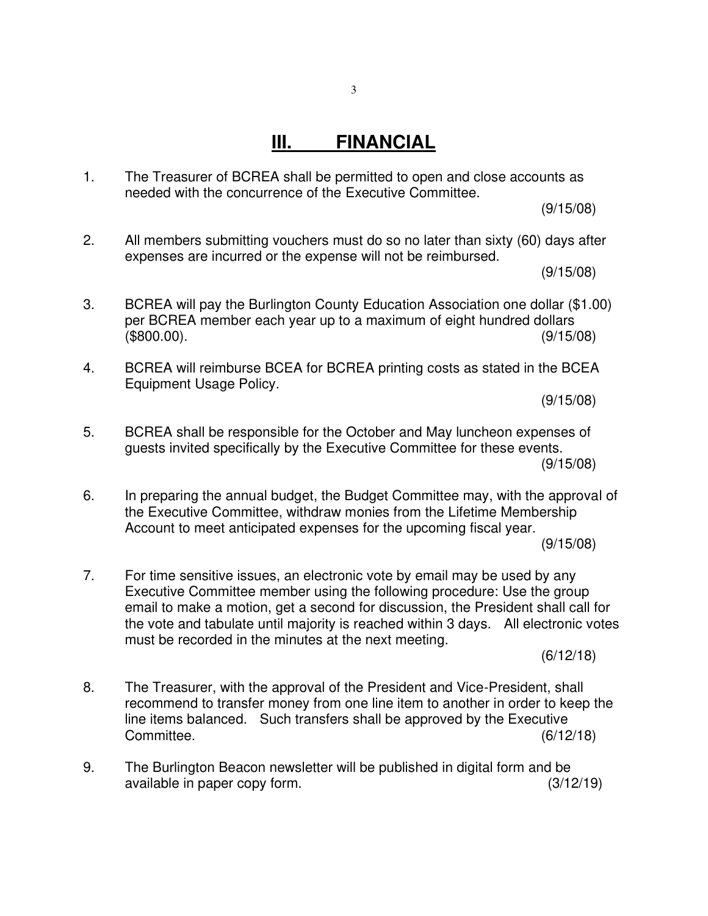# III. FINANCIAL

1. The Treasurer of BCREA shall be permitted to open and close accounts as needed with the concurrence of the Executive Committee.
   (9/15/08)

2. All members submitting vouchers must do so no later than sixty (60) days after expenses are incurred or the expense will not be reimbursed.
   (9/15/08)

3. BCREA will pay the Burlington County Education Association one dollar ($1.00) per BCREA member each year up to a maximum of eight hundred dollars ($800.00). (9/15/08)

4. BCREA will reimburse BCEA for BCREA printing costs as stated in the BCEA Equipment Usage Policy.
   (9/15/08)

5. BCREA shall be responsible for the October and May luncheon expenses of guests invited specifically by the Executive Committee for these events.
   (9/15/08)

6. In preparing the annual budget, the Budget Committee may, with the approval of the Executive Committee, withdraw monies from the Lifetime Membership Account to meet anticipated expenses for the upcoming fiscal year.
   (9/15/08)

7. For time sensitive issues, an electronic vote by email may be used by any Executive Committee member using the following procedure: Use the group email to make a motion, get a second for discussion, the President shall call for the vote and tabulate until majority is reached within 3 days. All electronic votes must be recorded in the minutes at the next meeting.
   (6/12/18)

8. The Treasurer, with the approval of the President and Vice-President, shall recommend to transfer money from one line item to another in order to keep the line items balanced. Such transfers shall be approved by the Executive Committee. (6/12/18)

9. The Burlington Beacon newsletter will be published in digital form and be available in paper copy form. (3/12/19)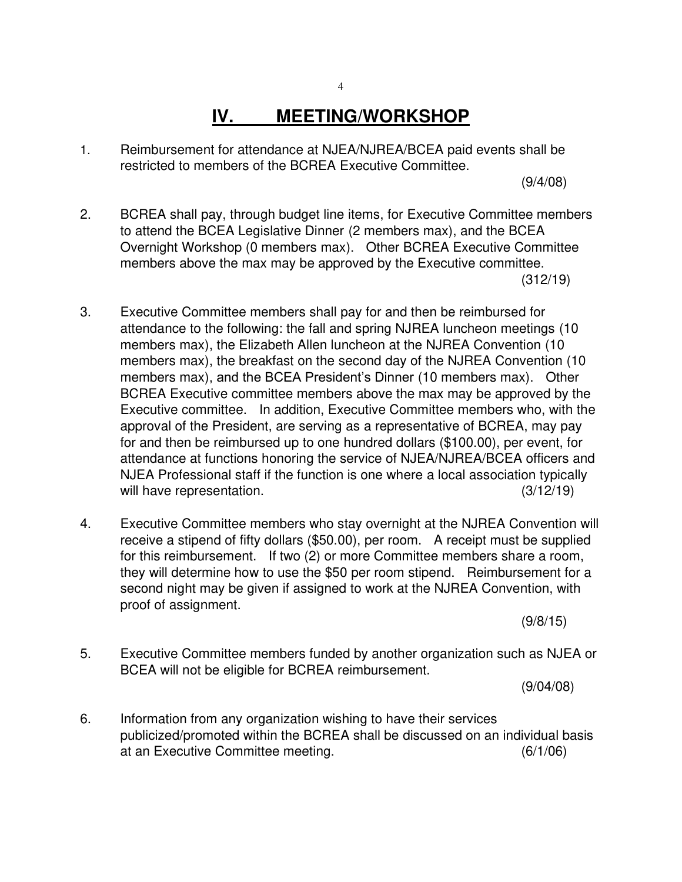# IV. MEETING/WORKSHOP

1. Reimbursement for attendance at NJEA/NJREA/BCEA paid events shall be restricted to members of the BCREA Executive Committee.
(9/4/08)

2. BCREA shall pay, through budget line items, for Executive Committee members to attend the BCEA Legislative Dinner (2 members max), and the BCEA Overnight Workshop (0 members max). Other BCREA Executive Committee members above the max may be approved by the Executive committee.
(312/19)

3. Executive Committee members shall pay for and then be reimbursed for attendance to the following: the fall and spring NJREA luncheon meetings (10 members max), the Elizabeth Allen luncheon at the NJREA Convention (10 members max), the breakfast on the second day of the NJREA Convention (10 members max), and the BCEA President's Dinner (10 members max). Other BCREA Executive committee members above the max may be approved by the Executive committee. In addition, Executive Committee members who, with the approval of the President, are serving as a representative of BCREA, may pay for and then be reimbursed up to one hundred dollars ($100.00), per event, for attendance at functions honoring the service of NJEA/NJREA/BCEA officers and NJEA Professional staff if the function is one where a local association typically will have representation. (3/12/19)

4. Executive Committee members who stay overnight at the NJREA Convention will receive a stipend of fifty dollars ($50.00), per room. A receipt must be supplied for this reimbursement. If two (2) or more Committee members share a room, they will determine how to use the $50 per room stipend. Reimbursement for a second night may be given if assigned to work at the NJREA Convention, with proof of assignment.
(9/8/15)

5. Executive Committee members funded by another organization such as NJEA or BCEA will not be eligible for BCREA reimbursement.
(9/04/08)

6. Information from any organization wishing to have their services publicized/promoted within the BCREA shall be discussed on an individual basis at an Executive Committee meeting. (6/1/06)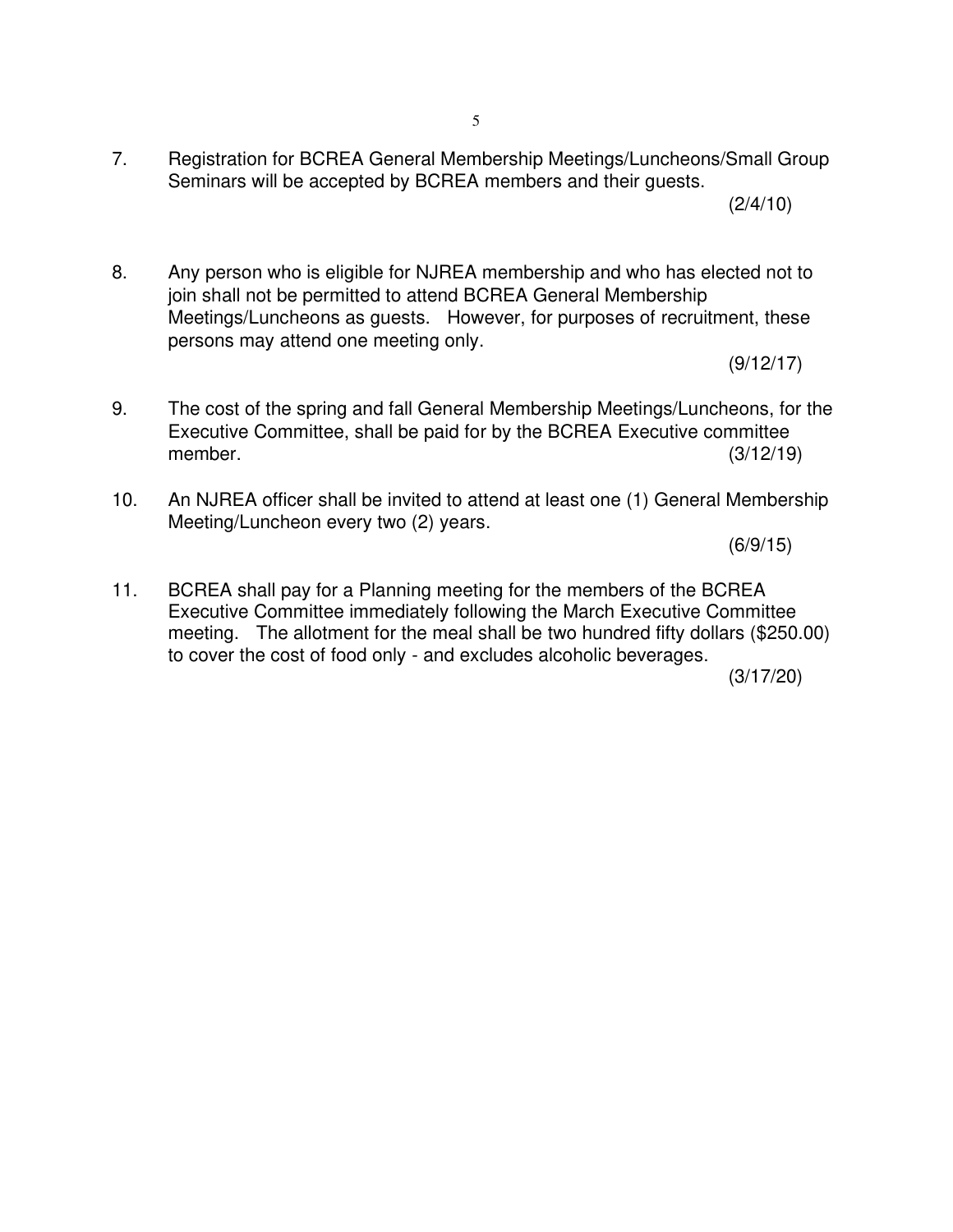7. Registration for BCREA General Membership Meetings/Luncheons/Small Group Seminars will be accepted by BCREA members and their guests.
(2/4/10)

8. Any person who is eligible for NJREA membership and who has elected not to join shall not be permitted to attend BCREA General Membership Meetings/Luncheons as guests. However, for purposes of recruitment, these persons may attend one meeting only.
(9/12/17)

9. The cost of the spring and fall General Membership Meetings/Luncheons, for the Executive Committee, shall be paid for by the BCREA Executive committee member. (3/12/19)

10. An NJREA officer shall be invited to attend at least one (1) General Membership Meeting/Luncheon every two (2) years.
(6/9/15)

11. BCREA shall pay for a Planning meeting for the members of the BCREA Executive Committee immediately following the March Executive Committee meeting. The allotment for the meal shall be two hundred fifty dollars ($250.00) to cover the cost of food only - and excludes alcoholic beverages.
(3/17/20)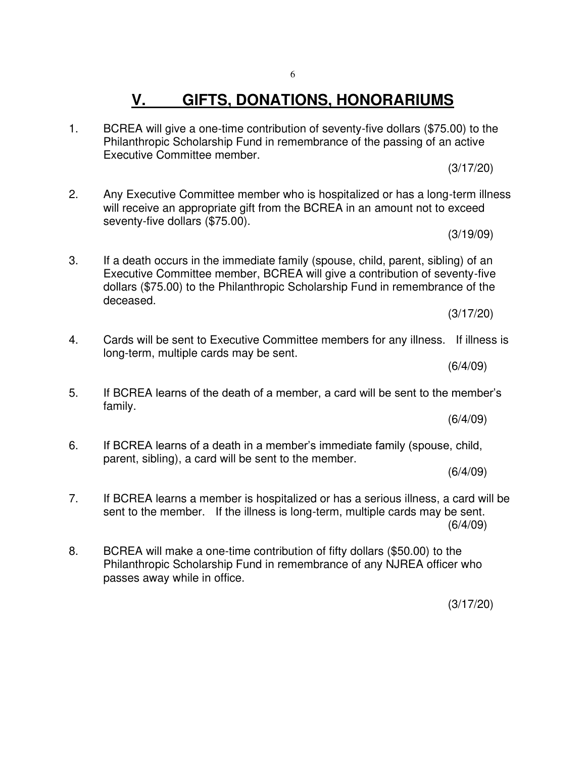# V. GIFTS, DONATIONS, HONORARIUMS

1. BCREA will give a one-time contribution of seventy-five dollars ($75.00) to the Philanthropic Scholarship Fund in remembrance of the passing of an active Executive Committee member.

   (3/17/20)

2. Any Executive Committee member who is hospitalized or has a long-term illness will receive an appropriate gift from the BCREA in an amount not to exceed seventy-five dollars ($75.00).

   (3/19/09)

3. If a death occurs in the immediate family (spouse, child, parent, sibling) of an Executive Committee member, BCREA will give a contribution of seventy-five dollars ($75.00) to the Philanthropic Scholarship Fund in remembrance of the deceased.

   (3/17/20)

4. Cards will be sent to Executive Committee members for any illness. If illness is long-term, multiple cards may be sent.

   (6/4/09)

5. If BCREA learns of the death of a member, a card will be sent to the member's family.

   (6/4/09)

6. If BCREA learns of a death in a member's immediate family (spouse, child, parent, sibling), a card will be sent to the member.

   (6/4/09)

7. If BCREA learns a member is hospitalized or has a serious illness, a card will be sent to the member. If the illness is long-term, multiple cards may be sent.

   (6/4/09)

8. BCREA will make a one-time contribution of fifty dollars ($50.00) to the Philanthropic Scholarship Fund in remembrance of any NJREA officer who passes away while in office.

   (3/17/20)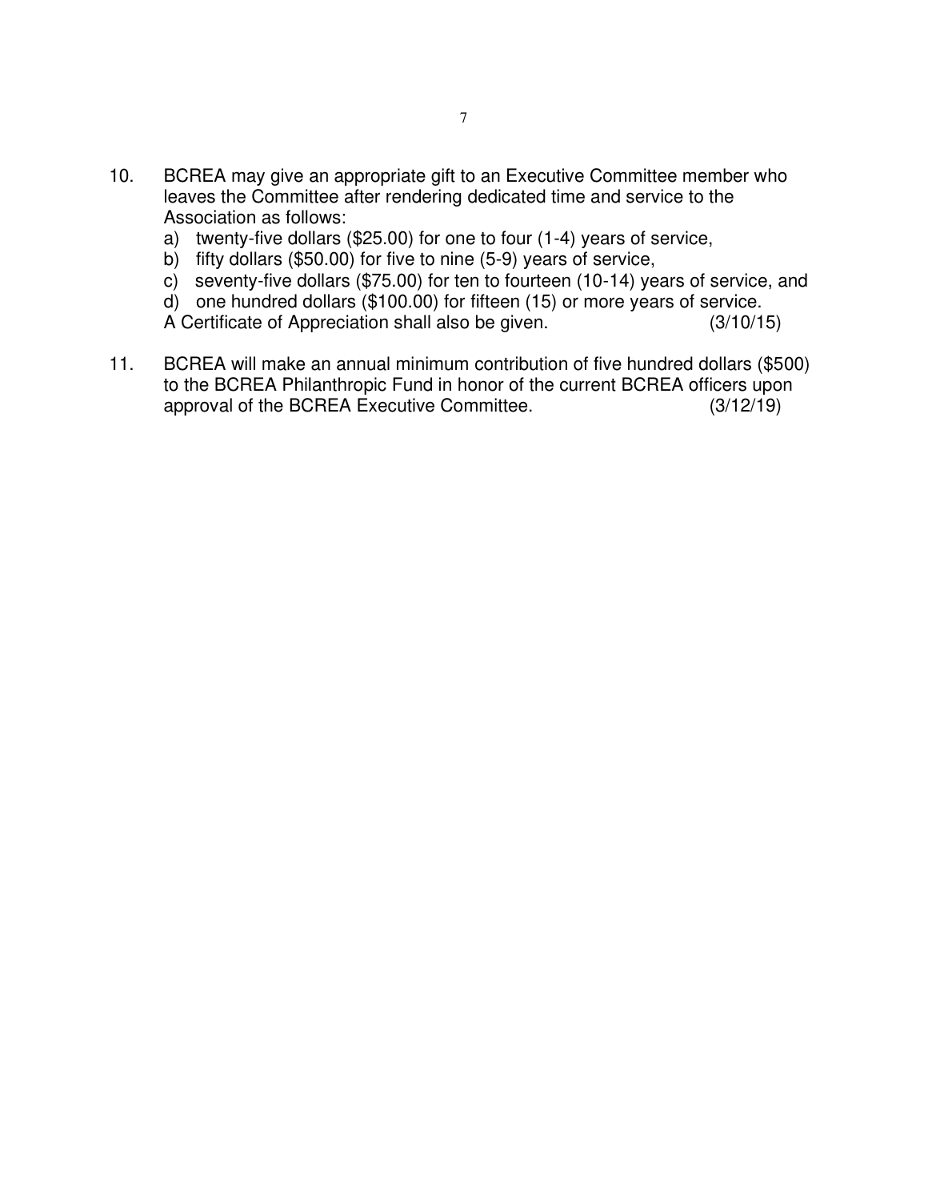10. BCREA may give an appropriate gift to an Executive Committee member who leaves the Committee after rendering dedicated time and service to the Association as follows:
    a) twenty-five dollars ($25.00) for one to four (1-4) years of service,
    b) fifty dollars ($50.00) for five to nine (5-9) years of service,
    c) seventy-five dollars ($75.00) for ten to fourteen (10-14) years of service, and
    d) one hundred dollars ($100.00) for fifteen (15) or more years of service.

    A Certificate of Appreciation shall also be given. (3/10/15)

11. BCREA will make an annual minimum contribution of five hundred dollars ($500) to the BCREA Philanthropic Fund in honor of the current BCREA officers upon approval of the BCREA Executive Committee. (3/12/19)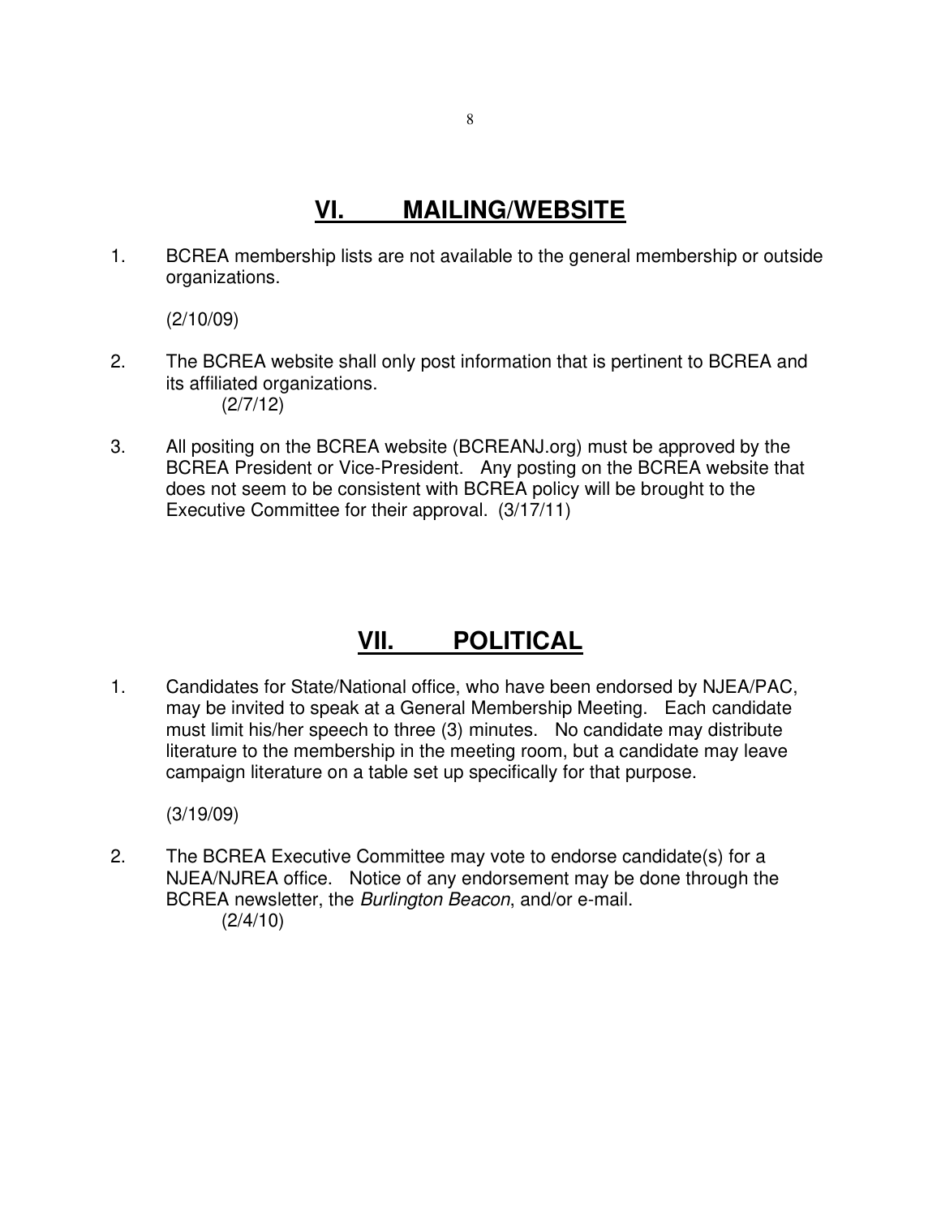## VI. MAILING/WEBSITE

1. BCREA membership lists are not available to the general membership or outside organizations.

   (2/10/09)

2. The BCREA website shall only post information that is pertinent to BCREA and its affiliated organizations.
   (2/7/12)

3. All positing on the BCREA website (BCREANJ.org) must be approved by the BCREA President or Vice-President. Any posting on the BCREA website that does not seem to be consistent with BCREA policy will be brought to the Executive Committee for their approval. (3/17/11)

## VII. POLITICAL

1. Candidates for State/National office, who have been endorsed by NJEA/PAC, may be invited to speak at a General Membership Meeting. Each candidate must limit his/her speech to three (3) minutes. No candidate may distribute literature to the membership in the meeting room, but a candidate may leave campaign literature on a table set up specifically for that purpose.

   (3/19/09)

2. The BCREA Executive Committee may vote to endorse candidate(s) for a NJEA/NJREA office. Notice of any endorsement may be done through the BCREA newsletter, the *Burlington Beacon*, and/or e-mail.
   (2/4/10)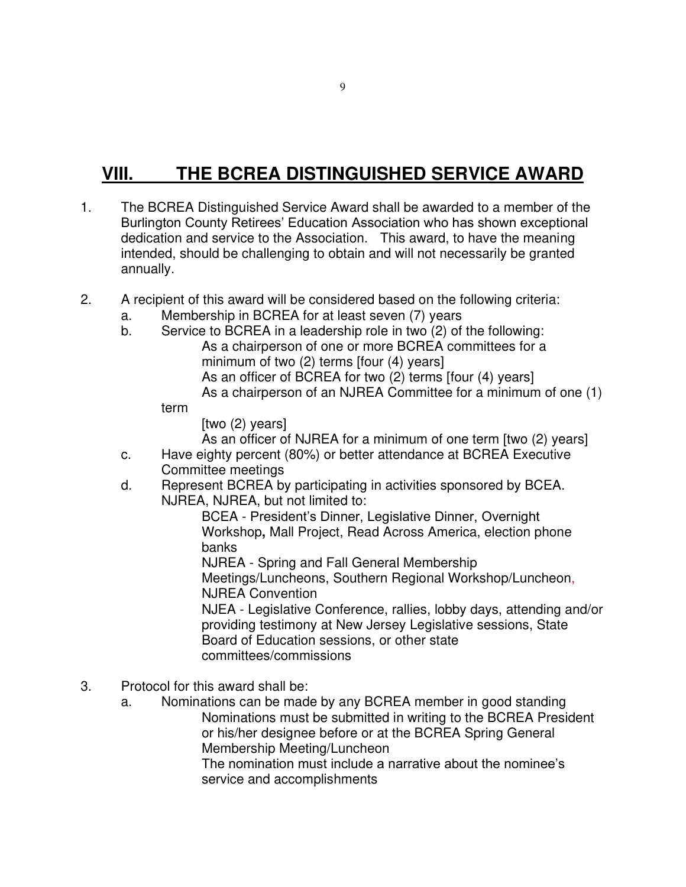# VIII. THE BCREA DISTINGUISHED SERVICE AWARD

1. The BCREA Distinguished Service Award shall be awarded to a member of the Burlington County Retirees' Education Association who has shown exceptional dedication and service to the Association. This award, to have the meaning intended, should be challenging to obtain and will not necessarily be granted annually.

2. A recipient of this award will be considered based on the following criteria:
   a. Membership in BCREA for at least seven (7) years
   b. Service to BCREA in a leadership role in two (2) of the following:
      - As a chairperson of one or more BCREA committees for a minimum of two (2) terms [four (4) years]
      - As an officer of BCREA for two (2) terms [four (4) years]
      - As a chairperson of an NJREA Committee for a minimum of one (1) term [two (2) years]
      - As an officer of NJREA for a minimum of one term [two (2) years]
   c. Have eighty percent (80%) or better attendance at BCREA Executive Committee meetings
   d. Represent BCREA by participating in activities sponsored by BCEA. NJREA, NJREA, but not limited to:
      - BCEA - President's Dinner, Legislative Dinner, Overnight Workshop**,** Mall Project, Read Across America, election phone banks
      - NJREA - Spring and Fall General Membership Meetings/Luncheons, Southern Regional Workshop/Luncheon, NJREA Convention
      - NJEA - Legislative Conference, rallies, lobby days, attending and/or providing testimony at New Jersey Legislative sessions, State Board of Education sessions, or other state committees/commissions

3. Protocol for this award shall be:
   a. Nominations can be made by any BCREA member in good standing
      - Nominations must be submitted in writing to the BCREA President or his/her designee before or at the BCREA Spring General Membership Meeting/Luncheon
      - The nomination must include a narrative about the nominee's service and accomplishments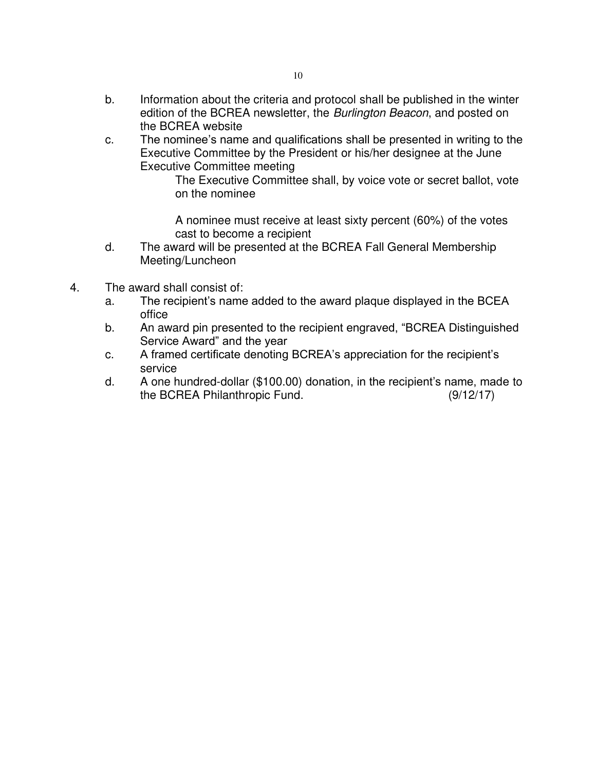b. Information about the criteria and protocol shall be published in the winter edition of the BCREA newsletter, the *Burlington Beacon*, and posted on the BCREA website

c. The nominee's name and qualifications shall be presented in writing to the Executive Committee by the President or his/her designee at the June Executive Committee meeting

   The Executive Committee shall, by voice vote or secret ballot, vote on the nominee

   A nominee must receive at least sixty percent (60%) of the votes cast to become a recipient

d. The award will be presented at the BCREA Fall General Membership Meeting/Luncheon

4. The award shall consist of:
   a. The recipient's name added to the award plaque displayed in the BCEA office
   b. An award pin presented to the recipient engraved, "BCREA Distinguished Service Award" and the year
   c. A framed certificate denoting BCREA's appreciation for the recipient's service
   d. A one hundred-dollar ($100.00) donation, in the recipient's name, made to the BCREA Philanthropic Fund. (9/12/17)